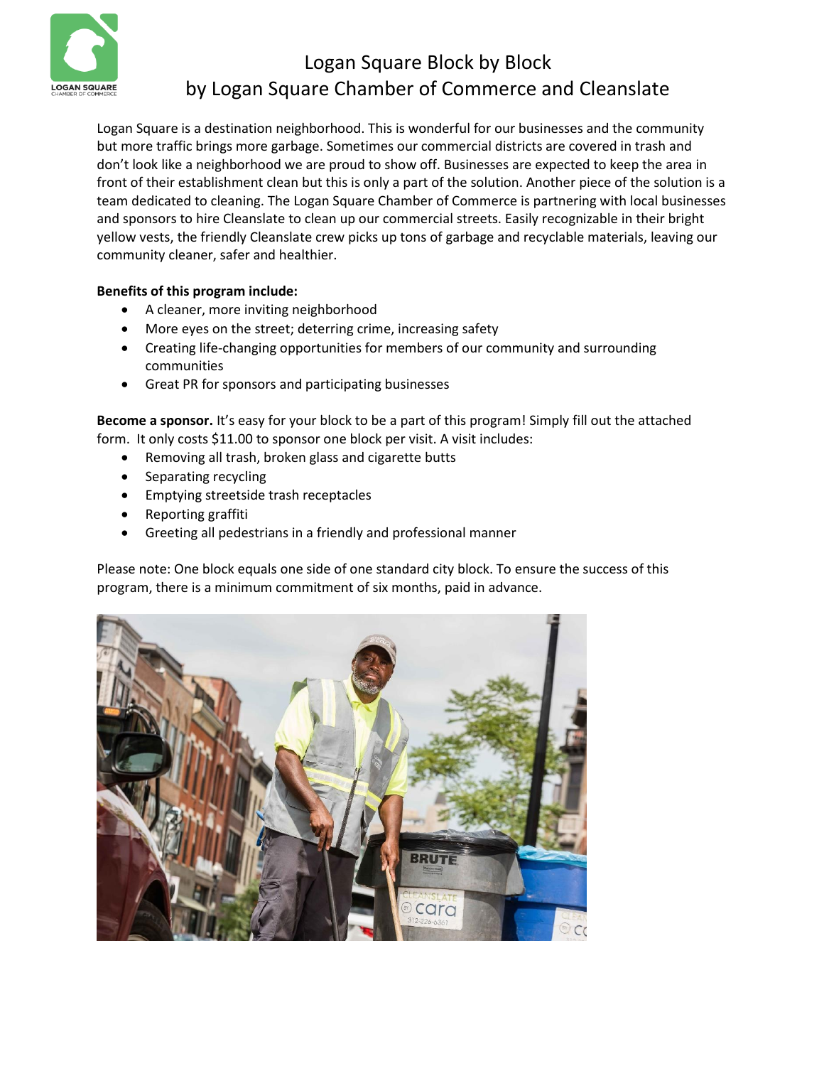# Logan Square Block by Block
## by Logan Square Chamber of Commerce and Cleanslate

Logan Square is a destination neighborhood. This is wonderful for our businesses and the community but more traffic brings more garbage. Sometimes our commercial districts are covered in trash and don't look like a neighborhood we are proud to show off. Businesses are expected to keep the area in front of their establishment clean but this is only a part of the solution. Another piece of the solution is a team dedicated to cleaning. The Logan Square Chamber of Commerce is partnering with local businesses and sponsors to hire Cleanslate to clean up our commercial streets. Easily recognizable in their bright yellow vests, the friendly Cleanslate crew picks up tons of garbage and recyclable materials, leaving our community cleaner, safer and healthier.

**Benefits of this program include:**

- A cleaner, more inviting neighborhood
- More eyes on the street; deterring crime, increasing safety
- Creating life-changing opportunities for members of our community and surrounding communities
- Great PR for sponsors and participating businesses

**Become a sponsor.** It's easy for your block to be a part of this program! Simply fill out the attached form. It only costs $11.00 to sponsor one block per visit. A visit includes:

- Removing all trash, broken glass and cigarette butts
- Separating recycling
- Emptying streetside trash receptacles
- Reporting graffiti
- Greeting all pedestrians in a friendly and professional manner

Please note: One block equals one side of one standard city block. To ensure the success of this program, there is a minimum commitment of six months, paid in advance.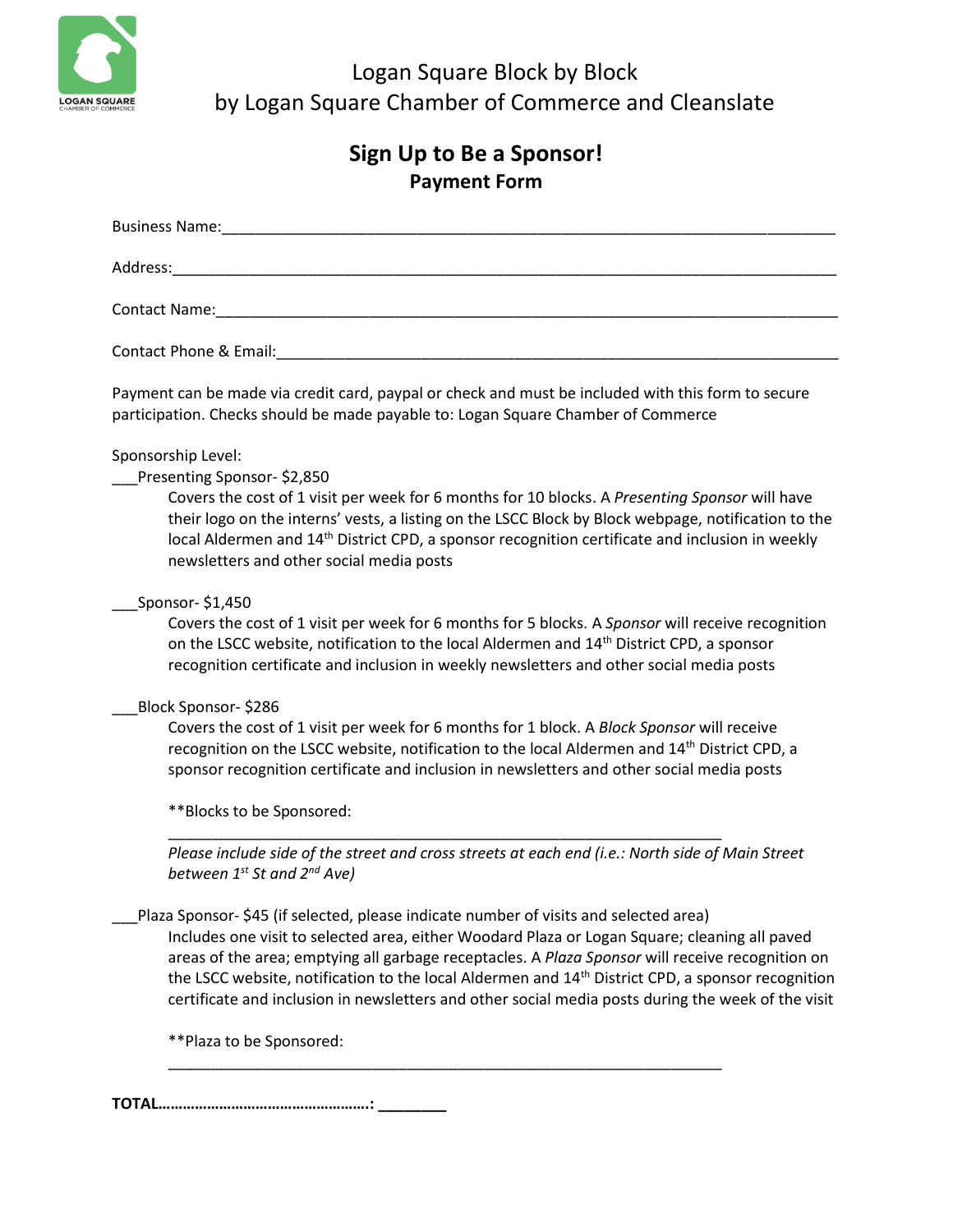# Logan Square Block by Block
## by Logan Square Chamber of Commerce and Cleanslate

## Sign Up to Be a Sponsor!
### Payment Form

Business Name:___________________________________________________________________________

Address:_________________________________________________________________________________

Contact Name:____________________________________________________________________________

Contact Phone & Email:____________________________________________________________________

Payment can be made via credit card, paypal or check and must be included with this form to secure participation. Checks should be made payable to: Logan Square Chamber of Commerce

Sponsorship Level:

___Presenting Sponsor- $2,850

Covers the cost of 1 visit per week for 6 months for 10 blocks. A *Presenting Sponsor* will have their logo on the interns' vests, a listing on the LSCC Block by Block webpage, notification to the local Aldermen and 14th District CPD, a sponsor recognition certificate and inclusion in weekly newsletters and other social media posts

___Sponsor- $1,450

Covers the cost of 1 visit per week for 6 months for 5 blocks. A *Sponsor* will receive recognition on the LSCC website, notification to the local Aldermen and 14th District CPD, a sponsor recognition certificate and inclusion in weekly newsletters and other social media posts

___Block Sponsor- $286

Covers the cost of 1 visit per week for 6 months for 1 block. A *Block Sponsor* will receive recognition on the LSCC website, notification to the local Aldermen and 14th District CPD, a sponsor recognition certificate and inclusion in newsletters and other social media posts

**Blocks to be Sponsored:

_________________________________________________________________

*Please include side of the street and cross streets at each end (i.e.: North side of Main Street between 1st St and 2nd Ave)*

___Plaza Sponsor- $45 (if selected, please indicate number of visits and selected area)

Includes one visit to selected area, either Woodard Plaza or Logan Square; cleaning all paved areas of the area; emptying all garbage receptacles. A *Plaza Sponsor* will receive recognition on the LSCC website, notification to the local Aldermen and 14th District CPD, a sponsor recognition certificate and inclusion in newsletters and other social media posts during the week of the visit

**Plaza to be Sponsored:

_________________________________________________________________

**TOTAL……………………………………………: ________**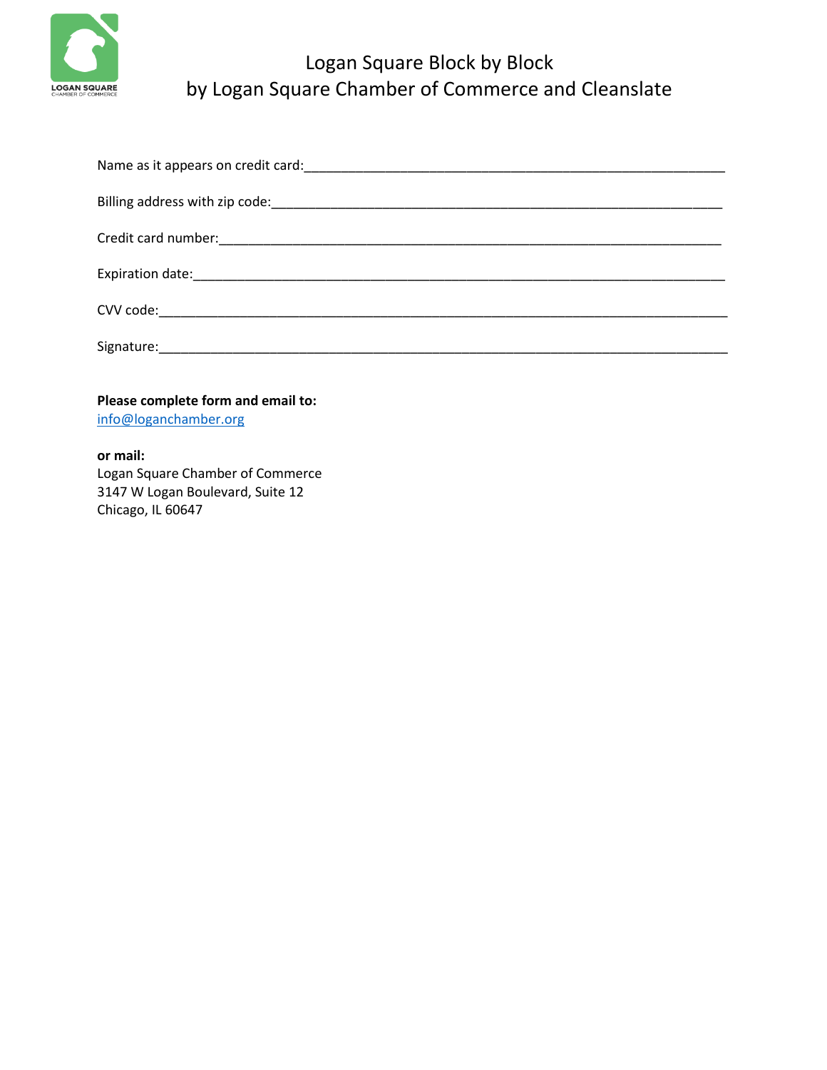# Logan Square Block by Block
## by Logan Square Chamber of Commerce and Cleanslate

Name as it appears on credit card:____________________________________________________________

Billing address with zip code:_________________________________________________________________

Credit card number:_________________________________________________________________________

Expiration date:_____________________________________________________________________________

CVV code:__________________________________________________________________________________

Signature:_________________________________________________________________________________

**Please complete form and email to:**
info@loganchamber.org

**or mail:**
Logan Square Chamber of Commerce
3147 W Logan Boulevard, Suite 12
Chicago, IL 60647